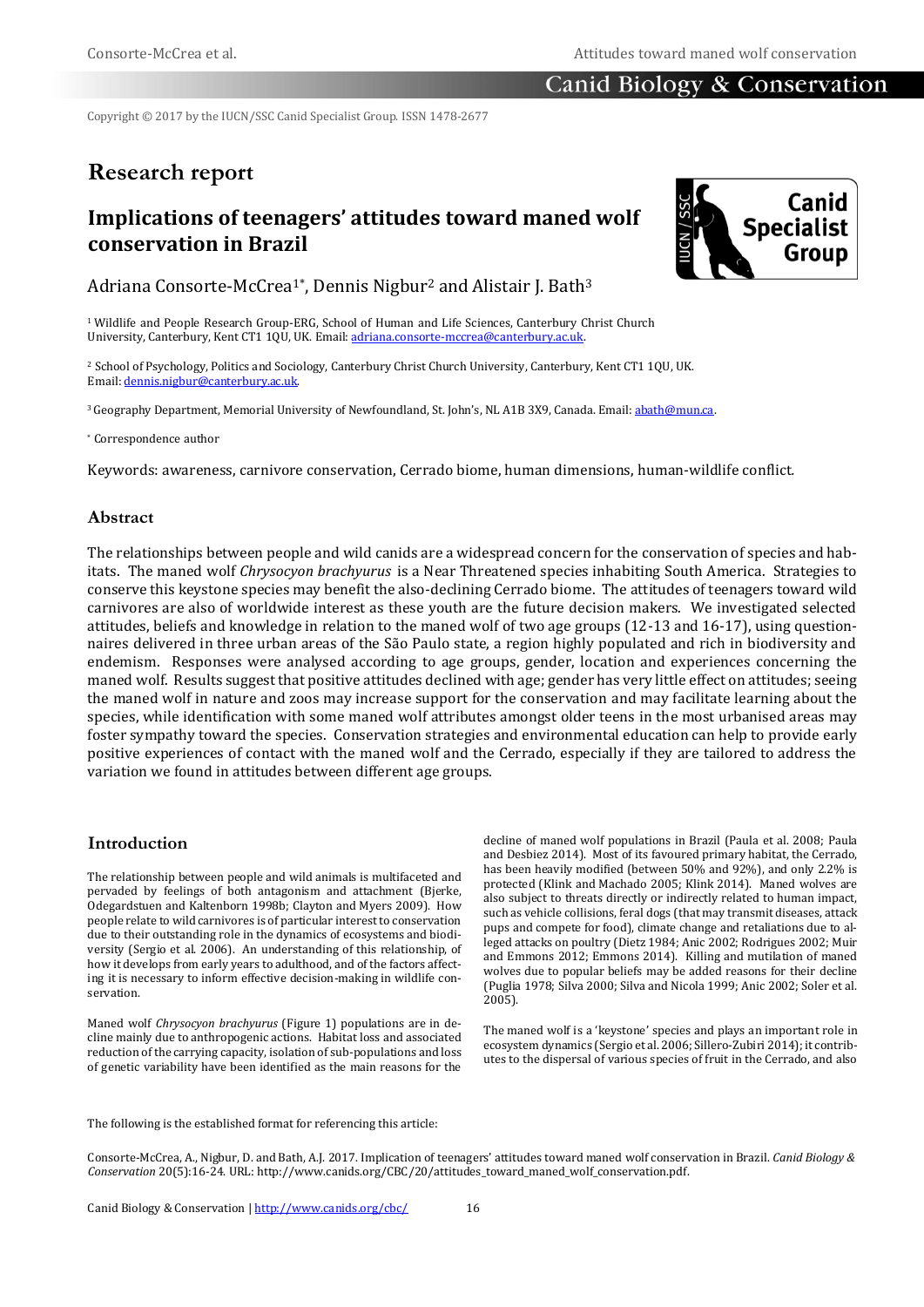Copyright © 2017 by the IUCN/SSC Canid Specialist Group. ISSN 1478-2677

## Research report

# Implications of teenagers' attitudes toward maned wolf conservation in Brazil

Adriana Consorte-McCrea[1*], Dennis Nigbur[2] and Alistair J. Bath[3]

[1] Wildlife and People Research Group-ERG, School of Human and Life Sciences, Canterbury Christ Church University, Canterbury, Kent CT1 1QU, UK. Email: adriana.consorte-mccrea@canterbury.ac.uk.

[2] School of Psychology, Politics and Sociology, Canterbury Christ Church University, Canterbury, Kent CT1 1QU, UK. Email: dennis.nigbur@canterbury.ac.uk.

[3] Geography Department, Memorial University of Newfoundland, St. John's, NL A1B 3X9, Canada. Email: abath@mun.ca.

[*] Correspondence author

Keywords: awareness, carnivore conservation, Cerrado biome, human dimensions, human-wildlife conflict.

## Abstract

The relationships between people and wild canids are a widespread concern for the conservation of species and habitats. The maned wolf *Chrysocyon brachyurus* is a Near Threatened species inhabiting South America. Strategies to conserve this keystone species may benefit the also-declining Cerrado biome. The attitudes of teenagers toward wild carnivores are also of worldwide interest as these youth are the future decision makers. We investigated selected attitudes, beliefs and knowledge in relation to the maned wolf of two age groups (12-13 and 16-17), using questionnaires delivered in three urban areas of the São Paulo state, a region highly populated and rich in biodiversity and endemism. Responses were analysed according to age groups, gender, location and experiences concerning the maned wolf. Results suggest that positive attitudes declined with age; gender has very little effect on attitudes; seeing the maned wolf in nature and zoos may increase support for the conservation and may facilitate learning about the species, while identification with some maned wolf attributes amongst older teens in the most urbanised areas may foster sympathy toward the species. Conservation strategies and environmental education can help to provide early positive experiences of contact with the maned wolf and the Cerrado, especially if they are tailored to address the variation we found in attitudes between different age groups.

## Introduction

The relationship between people and wild animals is multifaceted and pervaded by feelings of both antagonism and attachment (Bjerke, Odegardstuen and Kaltenborn 1998b; Clayton and Myers 2009). How people relate to wild carnivores is of particular interest to conservation due to their outstanding role in the dynamics of ecosystems and biodiversity (Sergio et al. 2006). An understanding of this relationship, of how it develops from early years to adulthood, and of the factors affecting it is necessary to inform effective decision-making in wildlife conservation.

Maned wolf *Chrysocyon brachyurus* (Figure 1) populations are in decline mainly due to anthropogenic actions. Habitat loss and associated reduction of the carrying capacity, isolation of sub-populations and loss of genetic variability have been identified as the main reasons for the decline of maned wolf populations in Brazil (Paula et al. 2008; Paula and Desbiez 2014). Most of its favoured primary habitat, the Cerrado, has been heavily modified (between 50% and 92%), and only 2.2% is protected (Klink and Machado 2005; Klink 2014). Maned wolves are also subject to threats directly or indirectly related to human impact, such as vehicle collisions, feral dogs (that may transmit diseases, attack pups and compete for food), climate change and retaliations due to alleged attacks on poultry (Dietz 1984; Anic 2002; Rodrigues 2002; Muir and Emmons 2012; Emmons 2014). Killing and mutilation of maned wolves due to popular beliefs may be added reasons for their decline (Puglia 1978; Silva 2000; Silva and Nicola 1999; Anic 2002; Soler et al. 2005).

The maned wolf is a 'keystone' species and plays an important role in ecosystem dynamics (Sergio et al. 2006; Sillero-Zubiri 2014); it contributes to the dispersal of various species of fruit in the Cerrado, and also

The following is the established format for referencing this article:

Consorte-McCrea, A., Nigbur, D. and Bath, A.J. 2017. Implication of teenagers' attitudes toward maned wolf conservation in Brazil. *Canid Biology & Conservation* 20(5):16-24. URL: http://www.canids.org/CBC/20/attitudes_toward_maned_wolf_conservation.pdf.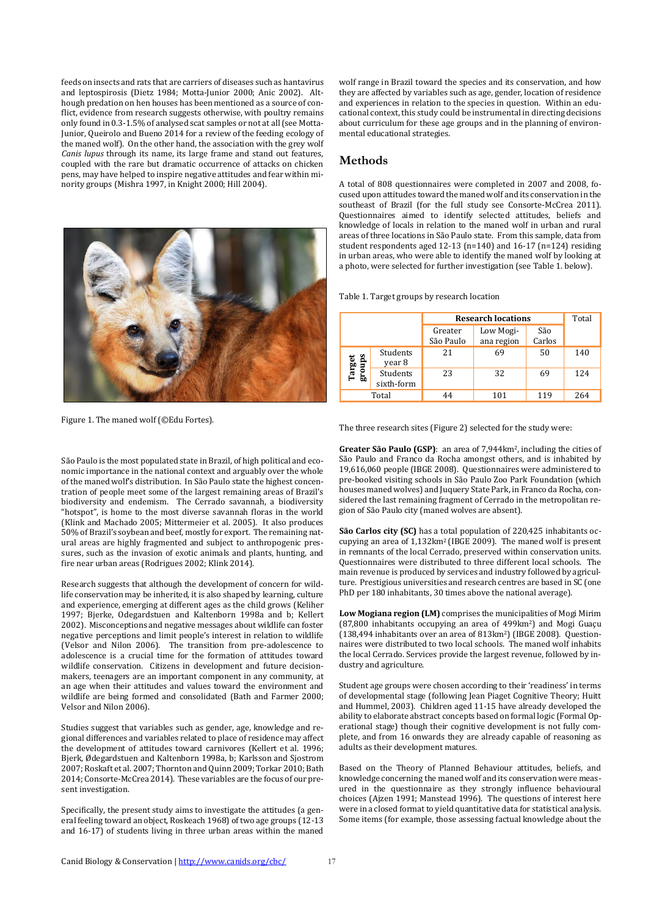feeds on insects and rats that are carriers of diseases such as hantavirus and leptospirosis (Dietz 1984; Motta-Junior 2000; Anic 2002). Although predation on hen houses has been mentioned as a source of conflict, evidence from research suggests otherwise, with poultry remains only found in 0.3-1.5% of analysed scat samples or not at all (see Motta-Junior, Queirolo and Bueno 2014 for a review of the feeding ecology of the maned wolf). On the other hand, the association with the grey wolf *Canis lupus* through its name, its large frame and stand out features, coupled with the rare but dramatic occurrence of attacks on chicken pens, may have helped to inspire negative attitudes and fear within minority groups (Mishra 1997, in Knight 2000; Hill 2004).

Figure 1. The maned wolf (©Edu Fortes).

São Paulo is the most populated state in Brazil, of high political and economic importance in the national context and arguably over the whole of the maned wolf's distribution. In São Paulo state the highest concentration of people meet some of the largest remaining areas of Brazil's biodiversity and endemism. The Cerrado savannah, a biodiversity "hotspot", is home to the most diverse savannah floras in the world (Klink and Machado 2005; Mittermeier et al. 2005). It also produces 50% of Brazil's soybean and beef, mostly for export. The remaining natural areas are highly fragmented and subject to anthropogenic pressures, such as the invasion of exotic animals and plants, hunting, and fire near urban areas (Rodrigues 2002; Klink 2014).

Research suggests that although the development of concern for wildlife conservation may be inherited, it is also shaped by learning, culture and experience, emerging at different ages as the child grows (Keliher 1997; Bjerke, Odegardstuen and Kaltenborn 1998a and b; Kellert 2002). Misconceptions and negative messages about wildlife can foster negative perceptions and limit people's interest in relation to wildlife (Velsor and Nilon 2006). The transition from pre-adolescence to adolescence is a crucial time for the formation of attitudes toward wildlife conservation. Citizens in development and future decision-makers, teenagers are an important component in any community, at an age when their attitudes and values toward the environment and wildlife are being formed and consolidated (Bath and Farmer 2000; Velsor and Nilon 2006).

Studies suggest that variables such as gender, age, knowledge and regional differences and variables related to place of residence may affect the development of attitudes toward carnivores (Kellert et al. 1996; Bjerk, Ødegardstuen and Kaltenborn 1998a, b; Karlsson and Sjostrom 2007; Roskaft et al. 2007; Thornton and Quinn 2009; Torkar 2010; Bath 2014; Consorte-McCrea 2014). These variables are the focus of our present investigation.

Specifically, the present study aims to investigate the attitudes (a general feeling toward an object, Roskeach 1968) of two age groups (12-13 and 16-17) of students living in three urban areas within the maned wolf range in Brazil toward the species and its conservation, and how they are affected by variables such as age, gender, location of residence and experiences in relation to the species in question. Within an educational context, this study could be instrumental in directing decisions about curriculum for these age groups and in the planning of environmental educational strategies.

## Methods

A total of 808 questionnaires were completed in 2007 and 2008, focused upon attitudes toward the maned wolf and its conservation in the southeast of Brazil (for the full study see Consorte-McCrea 2011). Questionnaires aimed to identify selected attitudes, beliefs and knowledge of locals in relation to the maned wolf in urban and rural areas of three locations in São Paulo state. From this sample, data from student respondents aged 12-13 (n=140) and 16-17 (n=124) residing in urban areas, who were able to identify the maned wolf by looking at a photo, were selected for further investigation (see Table 1. below).

Table 1. Target groups by research location

| | | Research locations | | | Total |
|---|---|---|---|---|---|
| | | Greater São Paulo | Low Mogiana region | São Carlos | |
| Target groups | Students year 8 | 21 | 69 | 50 | 140 |
| | Students sixth-form | 23 | 32 | 69 | 124 |
| Total | | 44 | 101 | 119 | 264 |

The three research sites (Figure 2) selected for the study were:

**Greater São Paulo (GSP)**: an area of 7,944km$^2$, including the cities of São Paulo and Franco da Rocha amongst others, and is inhabited by 19,616,060 people (IBGE 2008). Questionnaires were administered to pre-booked visiting schools in São Paulo Zoo Park Foundation (which houses maned wolves) and Juquery State Park, in Franco da Rocha, considered the last remaining fragment of Cerrado in the metropolitan region of São Paulo city (maned wolves are absent).

**São Carlos city (SC)** has a total population of 220,425 inhabitants occupying an area of 1,132km$^2$ (IBGE 2009). The maned wolf is present in remnants of the local Cerrado, preserved within conservation units. Questionnaires were distributed to three different local schools. The main revenue is produced by services and industry followed by agriculture. Prestigious universities and research centres are based in SC (one PhD per 180 inhabitants, 30 times above the national average).

**Low Mogiana region (LM)** comprises the municipalities of Mogi Mirim (87,800 inhabitants occupying an area of 499km$^2$) and Mogi Guaçu (138,494 inhabitants over an area of 813km$^2$) (IBGE 2008). Questionnaires were distributed to two local schools. The maned wolf inhabits the local Cerrado. Services provide the largest revenue, followed by industry and agriculture.

Student age groups were chosen according to their 'readiness' in terms of developmental stage (following Jean Piaget Cognitive Theory; Huitt and Hummel, 2003). Children aged 11-15 have already developed the ability to elaborate abstract concepts based on formal logic (Formal Operational stage) though their cognitive development is not fully complete, and from 16 onwards they are already capable of reasoning as adults as their development matures.

Based on the Theory of Planned Behaviour attitudes, beliefs, and knowledge concerning the maned wolf and its conservation were measured in the questionnaire as they strongly influence behavioural choices (Ajzen 1991; Manstead 1996). The questions of interest here were in a closed format to yield quantitative data for statistical analysis. Some items (for example, those assessing factual knowledge about the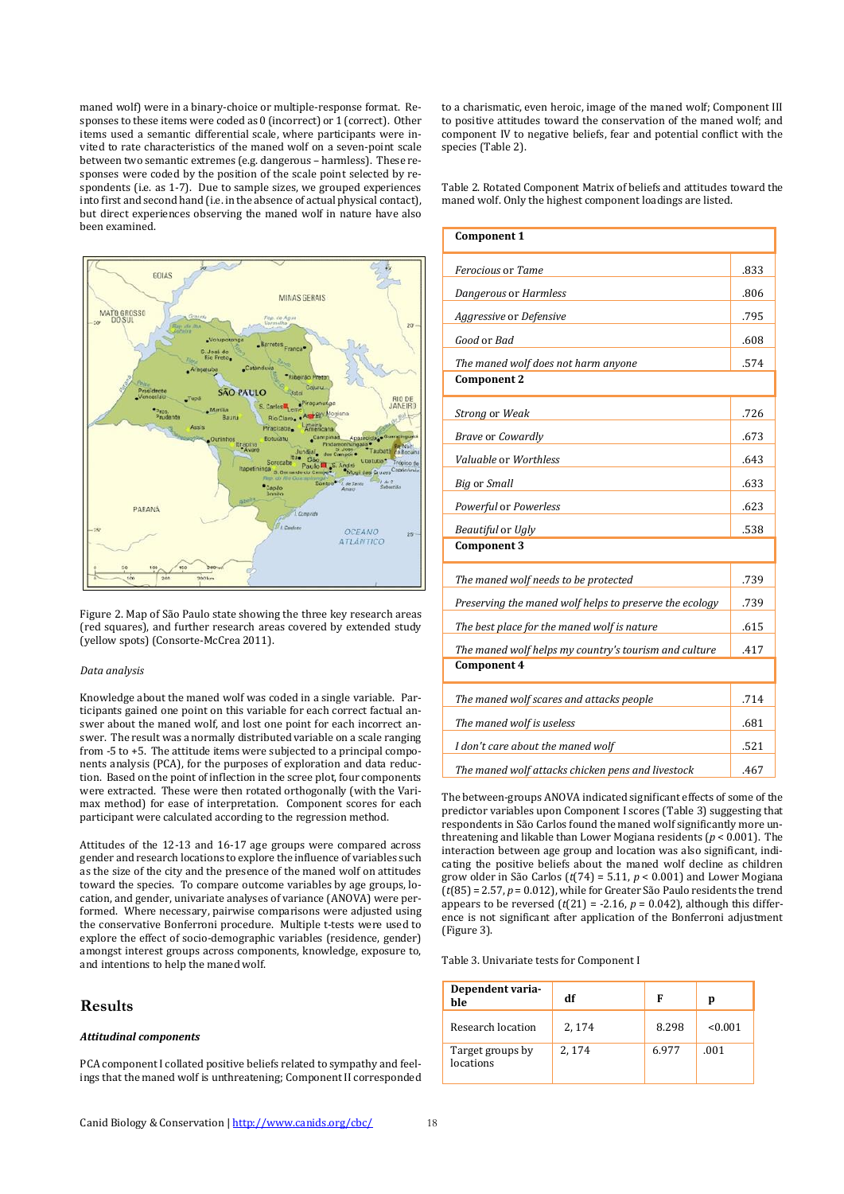maned wolf) were in a binary-choice or multiple-response format. Responses to these items were coded as 0 (incorrect) or 1 (correct). Other items used a semantic differential scale, where participants were invited to rate characteristics of the maned wolf on a seven-point scale between two semantic extremes (e.g. dangerous – harmless). These responses were coded by the position of the scale point selected by respondents (i.e. as 1-7). Due to sample sizes, we grouped experiences into first and second hand (i.e. in the absence of actual physical contact), but direct experiences observing the maned wolf in nature have also been examined.

Figure 2. Map of São Paulo state showing the three key research areas (red squares), and further research areas covered by extended study (yellow spots) (Consorte-McCrea 2011).

*Data analysis*

Knowledge about the maned wolf was coded in a single variable. Participants gained one point on this variable for each correct factual answer about the maned wolf, and lost one point for each incorrect answer. The result was a normally distributed variable on a scale ranging from -5 to +5. The attitude items were subjected to a principal components analysis (PCA), for the purposes of exploration and data reduction. Based on the point of inflection in the scree plot, four components were extracted. These were then rotated orthogonally (with the Varimax method) for ease of interpretation. Component scores for each participant were calculated according to the regression method.

Attitudes of the 12-13 and 16-17 age groups were compared across gender and research locations to explore the influence of variables such as the size of the city and the presence of the maned wolf on attitudes toward the species. To compare outcome variables by age groups, location, and gender, univariate analyses of variance (ANOVA) were performed. Where necessary, pairwise comparisons were adjusted using the conservative Bonferroni procedure. Multiple t-tests were used to explore the effect of socio-demographic variables (residence, gender) amongst interest groups across components, knowledge, exposure to, and intentions to help the maned wolf.

## Results

***Attitudinal components***

PCA component I collated positive beliefs related to sympathy and feelings that the maned wolf is unthreatening; Component II corresponded to a charismatic, even heroic, image of the maned wolf; Component III to positive attitudes toward the conservation of the maned wolf; and component IV to negative beliefs, fear and potential conflict with the species (Table 2).

Table 2. Rotated Component Matrix of beliefs and attitudes toward the maned wolf. Only the highest component loadings are listed.

| **Component 1** | |
|---|---|
| *Ferocious* or *Tame* | .833 |
| *Dangerous* or *Harmless* | .806 |
| *Aggressive* or *Defensive* | .795 |
| *Good* or *Bad* | .608 |
| *The maned wolf does not harm anyone* | .574 |
| **Component 2** | |
| *Strong* or *Weak* | .726 |
| *Brave* or *Cowardly* | .673 |
| *Valuable* or *Worthless* | .643 |
| *Big* or *Small* | .633 |
| *Powerful* or *Powerless* | .623 |
| *Beautiful* or *Ugly* | .538 |
| **Component 3** | |
| *The maned wolf needs to be protected* | .739 |
| *Preserving the maned wolf helps to preserve the ecology* | .739 |
| *The best place for the maned wolf is nature* | .615 |
| *The maned wolf helps my country's tourism and culture* | .417 |
| **Component 4** | |
| *The maned wolf scares and attacks people* | .714 |
| *The maned wolf is useless* | .681 |
| *I don't care about the maned wolf* | .521 |
| *The maned wolf attacks chicken pens and livestock* | .467 |

The between-groups ANOVA indicated significant effects of some of the predictor variables upon Component I scores (Table 3) suggesting that respondents in São Carlos found the maned wolf significantly more unthreatening and likable than Lower Mogiana residents ($p < 0.001$). The interaction between age group and location was also significant, indicating the positive beliefs about the maned wolf decline as children grow older in São Carlos ($t(74) = 5.11$, $p < 0.001$) and Lower Mogiana ($t(85) = 2.57$, $p = 0.012$), while for Greater São Paulo residents the trend appears to be reversed ($t(21) = -2.16$, $p = 0.042$), although this difference is not significant after application of the Bonferroni adjustment (Figure 3).

Table 3. Univariate tests for Component I

| Dependent variable | df | F | p |
|---|---|---|---|
| Research location | 2, 174 | 8.298 | <0.001 |
| Target groups by locations | 2, 174 | 6.977 | .001 |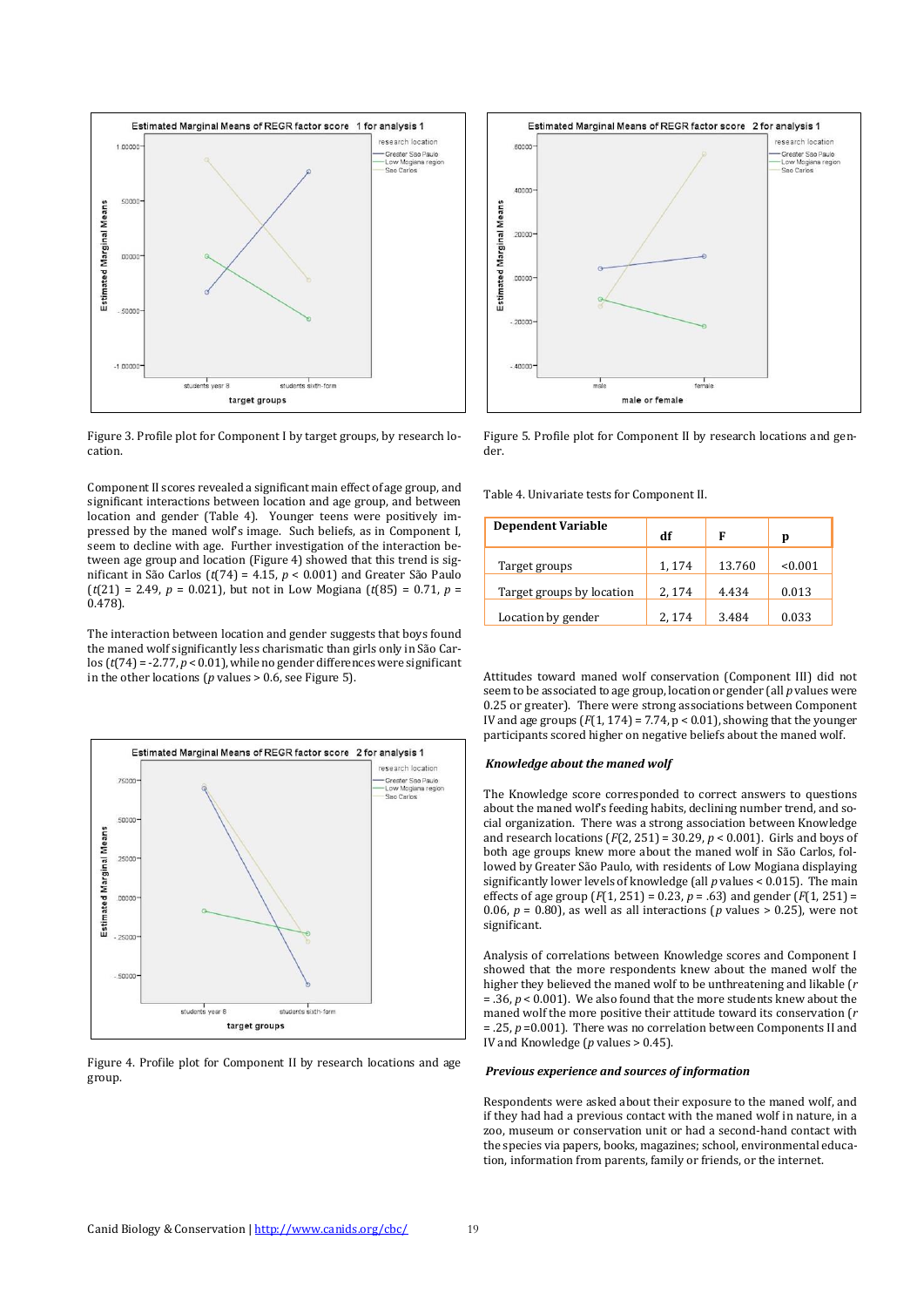Figure 3. Profile plot for Component I by target groups, by research location.

Component II scores revealed a significant main effect of age group, and significant interactions between location and age group, and between location and gender (Table 4). Younger teens were positively impressed by the maned wolf's image. Such beliefs, as in Component I, seem to decline with age. Further investigation of the interaction between age group and location (Figure 4) showed that this trend is significant in São Carlos ($t(74) = 4.15$, $p < 0.001$) and Greater São Paulo ($t(21) = 2.49$, $p = 0.021$), but not in Low Mogiana ($t(85) = 0.71$, $p = 0.478$).

The interaction between location and gender suggests that boys found the maned wolf significantly less charismatic than girls only in São Carlos ($t(74) = -2.77$, $p < 0.01$), while no gender differences were significant in the other locations ($p$ values > 0.6, see Figure 5).

Figure 4. Profile plot for Component II by research locations and age group.

Figure 5. Profile plot for Component II by research locations and gender.

Table 4. Univariate tests for Component II.

| Dependent Variable | df | F | p |
|---|---|---|---|
| Target groups | 1, 174 | 13.760 | <0.001 |
| Target groups by location | 2, 174 | 4.434 | 0.013 |
| Location by gender | 2, 174 | 3.484 | 0.033 |

Attitudes toward maned wolf conservation (Component III) did not seem to be associated to age group, location or gender (all $p$ values were 0.25 or greater). There were strong associations between Component IV and age groups ($F(1, 174) = 7.74$, $p < 0.01$), showing that the younger participants scored higher on negative beliefs about the maned wolf.

***Knowledge about the maned wolf***

The Knowledge score corresponded to correct answers to questions about the maned wolf's feeding habits, declining number trend, and social organization. There was a strong association between Knowledge and research locations ($F(2, 251) = 30.29$, $p < 0.001$). Girls and boys of both age groups knew more about the maned wolf in São Carlos, followed by Greater São Paulo, with residents of Low Mogiana displaying significantly lower levels of knowledge (all $p$ values < 0.015). The main effects of age group ($F(1, 251) = 0.23$, $p = .63$) and gender ($F(1, 251) = 0.06$, $p = 0.80$), as well as all interactions ($p$ values > 0.25), were not significant.

Analysis of correlations between Knowledge scores and Component I showed that the more respondents knew about the maned wolf the higher they believed the maned wolf to be unthreatening and likable ($r = .36$, $p < 0.001$). We also found that the more students knew about the maned wolf the more positive their attitude toward its conservation ($r = .25$, $p = 0.001$). There was no correlation between Components II and IV and Knowledge ($p$ values > 0.45).

***Previous experience and sources of information***

Respondents were asked about their exposure to the maned wolf, and if they had had a previous contact with the maned wolf in nature, in a zoo, museum or conservation unit or had a second-hand contact with the species via papers, books, magazines; school, environmental education, information from parents, family or friends, or the internet.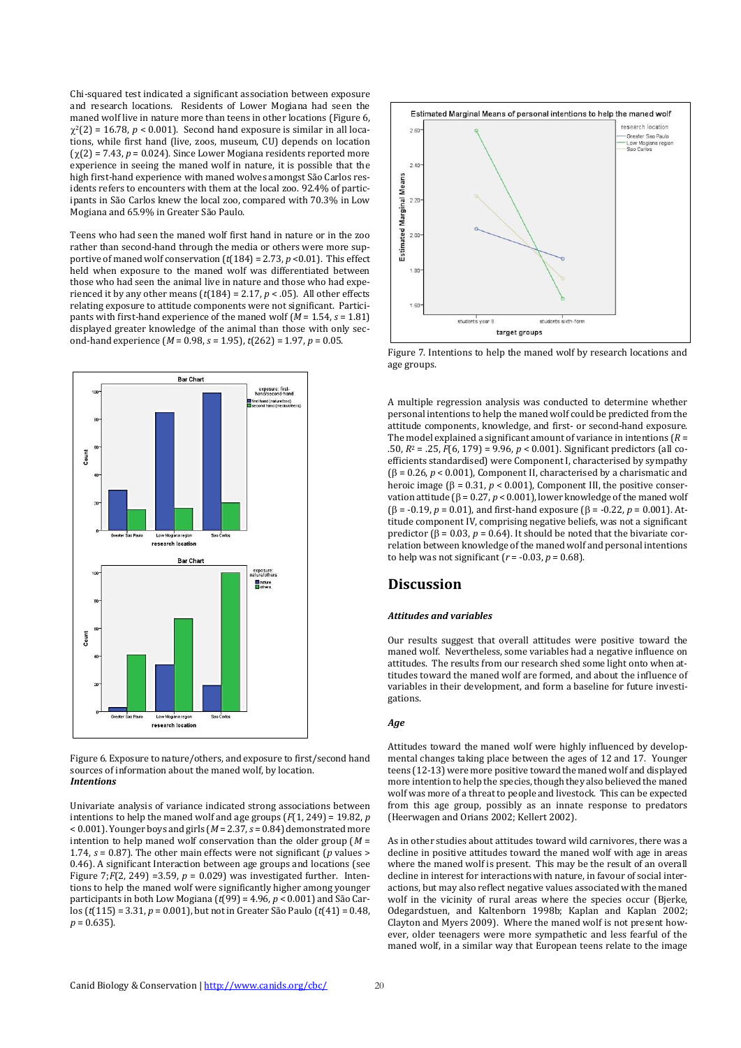Chi-squared test indicated a significant association between exposure and research locations. Residents of Lower Mogiana had seen the maned wolf live in nature more than teens in other locations (Figure 6, $\chi^2(2) = 16.78$, $p < 0.001$). Second hand exposure is similar in all locations, while first hand (live, zoos, museum, CU) depends on location ($\chi(2) = 7.43$, $p = 0.024$). Since Lower Mogiana residents reported more experience in seeing the maned wolf in nature, it is possible that the high first-hand experience with maned wolves amongst São Carlos residents refers to encounters with them at the local zoo. 92.4% of participants in São Carlos knew the local zoo, compared with 70.3% in Low Mogiana and 65.9% in Greater São Paulo.

Teens who had seen the maned wolf first hand in nature or in the zoo rather than second-hand through the media or others were more supportive of maned wolf conservation ($t(184) = 2.73$, $p < 0.01$). This effect held when exposure to the maned wolf was differentiated between those who had seen the animal live in nature and those who had experienced it by any other means ($t(184) = 2.17$, $p < .05$). All other effects relating exposure to attitude components were not significant. Participants with first-hand experience of the maned wolf ($M = 1.54$, $s = 1.81$) displayed greater knowledge of the animal than those with only second-hand experience ($M = 0.98$, $s = 1.95$), $t(262) = 1.97$, $p = 0.05$.

Figure 6. Exposure to nature/others, and exposure to first/second hand sources of information about the maned wolf, by location.

### *Intentions*

Univariate analysis of variance indicated strong associations between intentions to help the maned wolf and age groups ($F(1, 249) = 19.82$, $p < 0.001$). Younger boys and girls ($M = 2.37$, $s = 0.84$) demonstrated more intention to help maned wolf conservation than the older group ($M = 1.74$, $s = 0.87$). The other main effects were not significant ($p$ values > 0.46). A significant Interaction between age groups and locations (see Figure 7; $F(2, 249) = 3.59$, $p = 0.029$) was investigated further. Intentions to help the maned wolf were significantly higher among younger participants in both Low Mogiana ($t(99) = 4.96$, $p < 0.001$) and São Carlos ($t(115) = 3.31$, $p = 0.001$), but not in Greater São Paulo ($t(41) = 0.48$, $p = 0.635$).

Figure 7. Intentions to help the maned wolf by research locations and age groups.

A multiple regression analysis was conducted to determine whether personal intentions to help the maned wolf could be predicted from the attitude components, knowledge, and first- or second-hand exposure. The model explained a significant amount of variance in intentions ($R = .50$, $R^2 = .25$, $F(6, 179) = 9.96$, $p < 0.001$). Significant predictors (all coefficients standardised) were Component I, characterised by sympathy ($\beta = 0.26$, $p < 0.001$), Component II, characterised by a charismatic and heroic image ($\beta = 0.31$, $p < 0.001$), Component III, the positive conservation attitude ($\beta = 0.27$, $p < 0.001$), lower knowledge of the maned wolf ($\beta = -0.19$, $p = 0.01$), and first-hand exposure ($\beta = -0.22$, $p = 0.001$). Attitude component IV, comprising negative beliefs, was not a significant predictor ($\beta = 0.03$, $p = 0.64$). It should be noted that the bivariate correlation between knowledge of the maned wolf and personal intentions to help was not significant ($r = -0.03$, $p = 0.68$).

## Discussion

### *Attitudes and variables*

Our results suggest that overall attitudes were positive toward the maned wolf. Nevertheless, some variables had a negative influence on attitudes. The results from our research shed some light onto when attitudes toward the maned wolf are formed, and about the influence of variables in their development, and form a baseline for future investigations.

### *Age*

Attitudes toward the maned wolf were highly influenced by developmental changes taking place between the ages of 12 and 17. Younger teens (12-13) were more positive toward the maned wolf and displayed more intention to help the species, though they also believed the maned wolf was more of a threat to people and livestock. This can be expected from this age group, possibly as an innate response to predators (Heerwagen and Orians 2002; Kellert 2002).

As in other studies about attitudes toward wild carnivores, there was a decline in positive attitudes toward the maned wolf with age in areas where the maned wolf is present. This may be the result of an overall decline in interest for interactions with nature, in favour of social interactions, but may also reflect negative values associated with the maned wolf in the vicinity of rural areas where the species occur (Bjerke, Odegardstuen, and Kaltenborn 1998b; Kaplan and Kaplan 2002; Clayton and Myers 2009). Where the maned wolf is not present however, older teenagers were more sympathetic and less fearful of the maned wolf, in a similar way that European teens relate to the image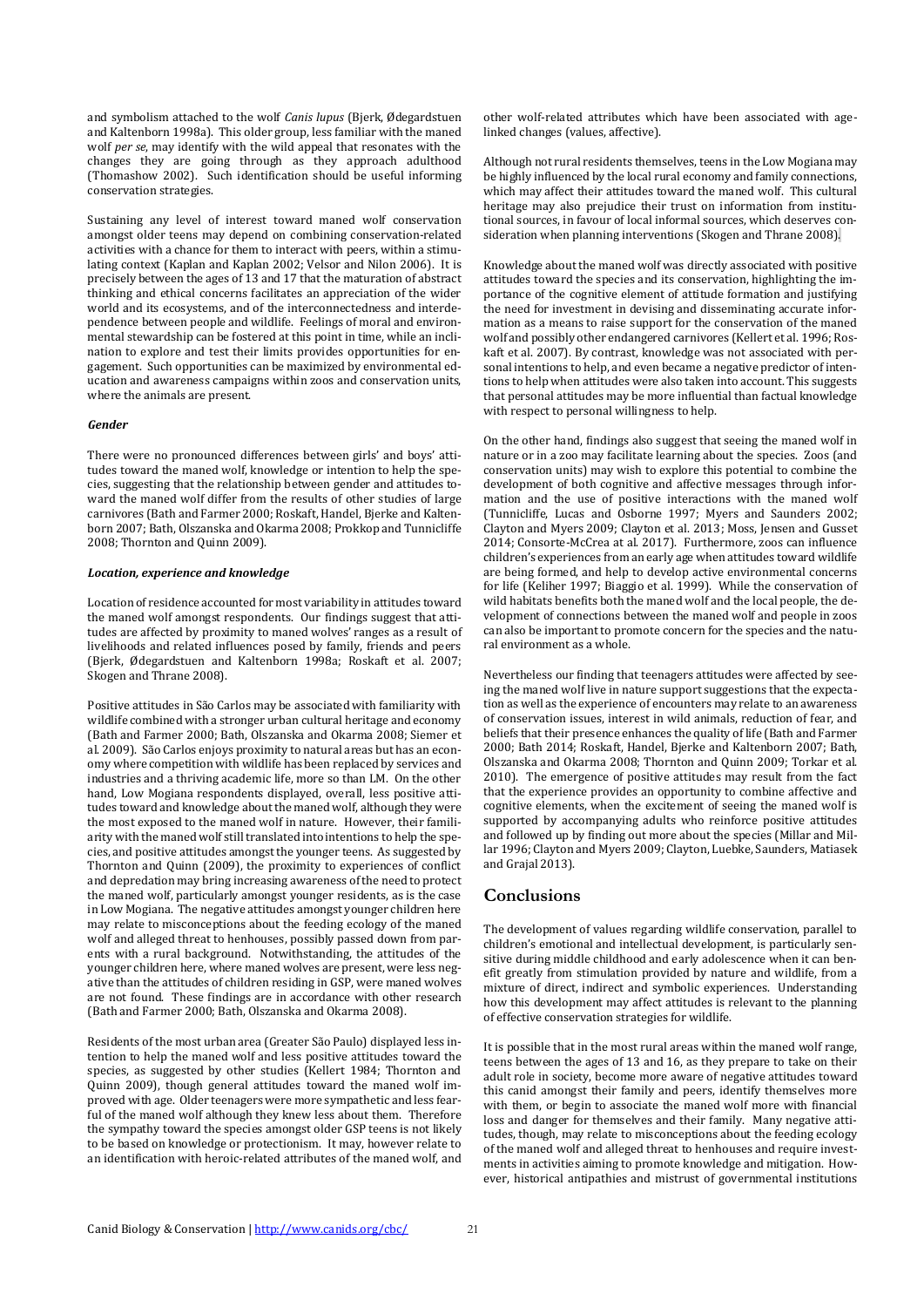and symbolism attached to the wolf *Canis lupus* (Bjerk, Ødegardstuen and Kaltenborn 1998a). This older group, less familiar with the maned wolf *per se*, may identify with the wild appeal that resonates with the changes they are going through as they approach adulthood (Thomashow 2002). Such identification should be useful informing conservation strategies.

Sustaining any level of interest toward maned wolf conservation amongst older teens may depend on combining conservation-related activities with a chance for them to interact with peers, within a stimulating context (Kaplan and Kaplan 2002; Velsor and Nilon 2006). It is precisely between the ages of 13 and 17 that the maturation of abstract thinking and ethical concerns facilitates an appreciation of the wider world and its ecosystems, and of the interconnectedness and interdependence between people and wildlife. Feelings of moral and environmental stewardship can be fostered at this point in time, while an inclination to explore and test their limits provides opportunities for engagement. Such opportunities can be maximized by environmental education and awareness campaigns within zoos and conservation units, where the animals are present.

#### *Gender*

There were no pronounced differences between girls' and boys' attitudes toward the maned wolf, knowledge or intention to help the species, suggesting that the relationship between gender and attitudes toward the maned wolf differ from the results of other studies of large carnivores (Bath and Farmer 2000; Roskaft, Handel, Bjerke and Kaltenborn 2007; Bath, Olszanska and Okarma 2008; Prokkop and Tunnicliffe 2008; Thornton and Quinn 2009).

#### *Location, experience and knowledge*

Location of residence accounted for most variability in attitudes toward the maned wolf amongst respondents. Our findings suggest that attitudes are affected by proximity to maned wolves' ranges as a result of livelihoods and related influences posed by family, friends and peers (Bjerk, Ødegardstuen and Kaltenborn 1998a; Roskaft et al. 2007; Skogen and Thrane 2008).

Positive attitudes in São Carlos may be associated with familiarity with wildlife combined with a stronger urban cultural heritage and economy (Bath and Farmer 2000; Bath, Olszanska and Okarma 2008; Siemer et al. 2009). São Carlos enjoys proximity to natural areas but has an economy where competition with wildlife has been replaced by services and industries and a thriving academic life, more so than LM. On the other hand, Low Mogiana respondents displayed, overall, less positive attitudes toward and knowledge about the maned wolf, although they were the most exposed to the maned wolf in nature. However, their familiarity with the maned wolf still translated into intentions to help the species, and positive attitudes amongst the younger teens. As suggested by Thornton and Quinn (2009), the proximity to experiences of conflict and depredation may bring increasing awareness of the need to protect the maned wolf, particularly amongst younger residents, as is the case in Low Mogiana. The negative attitudes amongst younger children here may relate to misconceptions about the feeding ecology of the maned wolf and alleged threat to henhouses, possibly passed down from parents with a rural background. Notwithstanding, the attitudes of the younger children here, where maned wolves are present, were less negative than the attitudes of children residing in GSP, were maned wolves are not found. These findings are in accordance with other research (Bath and Farmer 2000; Bath, Olszanska and Okarma 2008).

Residents of the most urban area (Greater São Paulo) displayed less intention to help the maned wolf and less positive attitudes toward the species, as suggested by other studies (Kellert 1984; Thornton and Quinn 2009), though general attitudes toward the maned wolf improved with age. Older teenagers were more sympathetic and less fearful of the maned wolf although they knew less about them. Therefore the sympathy toward the species amongst older GSP teens is not likely to be based on knowledge or protectionism. It may, however relate to an identification with heroic-related attributes of the maned wolf, and other wolf-related attributes which have been associated with age-linked changes (values, affective).

Although not rural residents themselves, teens in the Low Mogiana may be highly influenced by the local rural economy and family connections, which may affect their attitudes toward the maned wolf. This cultural heritage may also prejudice their trust on information from institutional sources, in favour of local informal sources, which deserves consideration when planning interventions (Skogen and Thrane 2008).

Knowledge about the maned wolf was directly associated with positive attitudes toward the species and its conservation, highlighting the importance of the cognitive element of attitude formation and justifying the need for investment in devising and disseminating accurate information as a means to raise support for the conservation of the maned wolf and possibly other endangered carnivores (Kellert et al. 1996; Roskaft et al. 2007). By contrast, knowledge was not associated with personal intentions to help, and even became a negative predictor of intentions to help when attitudes were also taken into account. This suggests that personal attitudes may be more influential than factual knowledge with respect to personal willingness to help.

On the other hand, findings also suggest that seeing the maned wolf in nature or in a zoo may facilitate learning about the species. Zoos (and conservation units) may wish to explore this potential to combine the development of both cognitive and affective messages through information and the use of positive interactions with the maned wolf (Tunnicliffe, Lucas and Osborne 1997; Myers and Saunders 2002; Clayton and Myers 2009; Clayton et al. 2013; Moss, Jensen and Gusset 2014; Consorte-McCrea at al. 2017). Furthermore, zoos can influence children's experiences from an early age when attitudes toward wildlife are being formed, and help to develop active environmental concerns for life (Keliher 1997; Biaggio et al. 1999). While the conservation of wild habitats benefits both the maned wolf and the local people, the development of connections between the maned wolf and people in zoos can also be important to promote concern for the species and the natural environment as a whole.

Nevertheless our finding that teenagers attitudes were affected by seeing the maned wolf live in nature support suggestions that the expectation as well as the experience of encounters may relate to an awareness of conservation issues, interest in wild animals, reduction of fear, and beliefs that their presence enhances the quality of life (Bath and Farmer 2000; Bath 2014; Roskaft, Handel, Bjerke and Kaltenborn 2007; Bath, Olszanska and Okarma 2008; Thornton and Quinn 2009; Torkar et al. 2010). The emergence of positive attitudes may result from the fact that the experience provides an opportunity to combine affective and cognitive elements, when the excitement of seeing the maned wolf is supported by accompanying adults who reinforce positive attitudes and followed up by finding out more about the species (Millar and Millar 1996; Clayton and Myers 2009; Clayton, Luebke, Saunders, Matiasek and Grajal 2013).

## Conclusions

The development of values regarding wildlife conservation, parallel to children's emotional and intellectual development, is particularly sensitive during middle childhood and early adolescence when it can benefit greatly from stimulation provided by nature and wildlife, from a mixture of direct, indirect and symbolic experiences. Understanding how this development may affect attitudes is relevant to the planning of effective conservation strategies for wildlife.

It is possible that in the most rural areas within the maned wolf range, teens between the ages of 13 and 16, as they prepare to take on their adult role in society, become more aware of negative attitudes toward this canid amongst their family and peers, identify themselves more with them, or begin to associate the maned wolf more with financial loss and danger for themselves and their family. Many negative attitudes, though, may relate to misconceptions about the feeding ecology of the maned wolf and alleged threat to henhouses and require investments in activities aiming to promote knowledge and mitigation. However, historical antipathies and mistrust of governmental institutions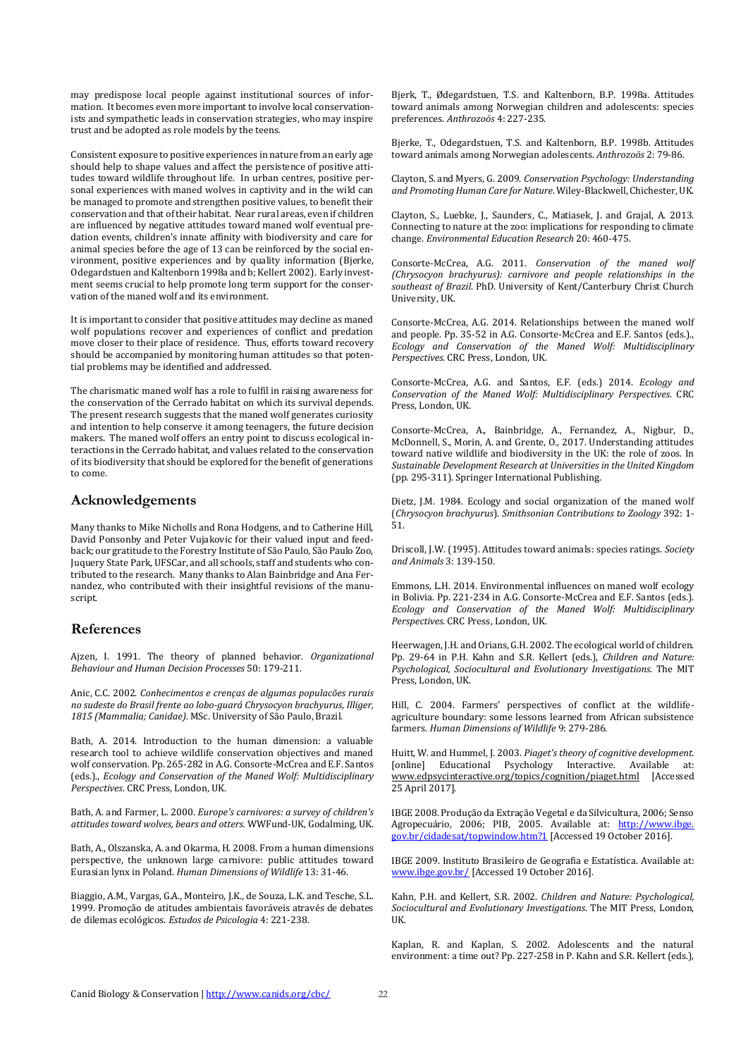may predispose local people against institutional sources of information. It becomes even more important to involve local conservationists and sympathetic leads in conservation strategies, who may inspire trust and be adopted as role models by the teens.

Consistent exposure to positive experiences in nature from an early age should help to shape values and affect the persistence of positive attitudes toward wildlife throughout life. In urban centres, positive personal experiences with maned wolves in captivity and in the wild can be managed to promote and strengthen positive values, to benefit their conservation and that of their habitat. Near rural areas, even if children are influenced by negative attitudes toward maned wolf eventual predation events, children's innate affinity with biodiversity and care for animal species before the age of 13 can be reinforced by the social environment, positive experiences and by quality information (Bjerke, Odegardstuen and Kaltenborn 1998a and b; Kellert 2002). Early investment seems crucial to help promote long term support for the conservation of the maned wolf and its environment.

It is important to consider that positive attitudes may decline as maned wolf populations recover and experiences of conflict and predation move closer to their place of residence. Thus, efforts toward recovery should be accompanied by monitoring human attitudes so that potential problems may be identified and addressed.

The charismatic maned wolf has a role to fulfil in raising awareness for the conservation of the Cerrado habitat on which its survival depends. The present research suggests that the maned wolf generates curiosity and intention to help conserve it among teenagers, the future decision makers. The maned wolf offers an entry point to discuss ecological interactions in the Cerrado habitat, and values related to the conservation of its biodiversity that should be explored for the benefit of generations to come.

## Acknowledgements

Many thanks to Mike Nicholls and Rona Hodgens, and to Catherine Hill, David Ponsonby and Peter Vujakovic for their valued input and feedback; our gratitude to the Forestry Institute of São Paulo, São Paulo Zoo, Juquery State Park, UFSCar, and all schools, staff and students who contributed to the research. Many thanks to Alan Bainbridge and Ana Fernandez, who contributed with their insightful revisions of the manuscript.

## References

Ajzen, I. 1991. The theory of planned behavior. *Organizational Behaviour and Human Decision Processes* 50: 179-211.

Anic, C.C. 2002. *Conhecimentos e crenças de algumas populacões rurais no sudeste do Brasil frente ao lobo-guará Chrysocyon brachyurus, Illiger, 1815 (Mammalia; Canidae)*. MSc. University of São Paulo, Brazil.

Bath, A. 2014. Introduction to the human dimension: a valuable research tool to achieve wildlife conservation objectives and maned wolf conservation. Pp. 265-282 in A.G. Consorte-McCrea and E.F. Santos (eds.), *Ecology and Conservation of the Maned Wolf: Multidisciplinary Perspectives*. CRC Press, London, UK.

Bath, A. and Farmer, L. 2000. *Europe's carnivores: a survey of children's attitudes toward wolves, bears and otters.* WWFund-UK, Godalming, UK.

Bath, A., Olszanska, A. and Okarma, H. 2008. From a human dimensions perspective, the unknown large carnivore: public attitudes toward Eurasian lynx in Poland. *Human Dimensions of Wildlife* 13: 31-46.

Biaggio, A.M., Vargas, G.A., Monteiro, J.K., de Souza, L.K. and Tesche, S.L. 1999. Promoção de atitudes ambientais favoráveis através de debates de dilemas ecológicos. *Estudos de Psicologia* 4: 221-238.

Bjerk, T., Ødegardstuen, T.S. and Kaltenborn, B.P. 1998a. Attitudes toward animals among Norwegian children and adolescents: species preferences. *Anthrozoös* 4: 227-235.

Bjerke, T., Odegardstuen, T.S. and Kaltenborn, B.P. 1998b. Attitudes toward animals among Norwegian adolescents. *Anthrozoös* 2: 79-86.

Clayton, S. and Myers, G. 2009. *Conservation Psychology: Understanding and Promoting Human Care for Nature.* Wiley-Blackwell, Chichester, UK.

Clayton, S., Luebke, J., Saunders, C., Matiasek, J. and Grajal, A. 2013. Connecting to nature at the zoo: implications for responding to climate change. *Environmental Education Research* 20: 460-475.

Consorte-McCrea, A.G. 2011. *Conservation of the maned wolf (Chrysocyon brachyurus): carnivore and people relationships in the southeast of Brazil.* PhD. University of Kent/Canterbury Christ Church University, UK.

Consorte-McCrea, A.G. 2014. Relationships between the maned wolf and people. Pp. 35-52 in A.G. Consorte-McCrea and E.F. Santos (eds.), *Ecology and Conservation of the Maned Wolf: Multidisciplinary Perspectives.* CRC Press, London, UK.

Consorte-McCrea, A.G. and Santos, E.F. (eds.) 2014. *Ecology and Conservation of the Maned Wolf: Multidisciplinary Perspectives*. CRC Press, London, UK.

Consorte-McCrea, A., Bainbridge, A., Fernandez, A., Nigbur, D., McDonnell, S., Morin, A. and Grente, O., 2017. Understanding attitudes toward native wildlife and biodiversity in the UK: the role of zoos. In *Sustainable Development Research at Universities in the United Kingdom* (pp. 295-311). Springer International Publishing.

Dietz, J.M. 1984. Ecology and social organization of the maned wolf (*Chrysocyon brachyurus*). *Smithsonian Contributions to Zoology* 392: 1-51.

Driscoll, J.W. (1995). Attitudes toward animals: species ratings. *Society and Animals* 3: 139-150.

Emmons, L.H. 2014. Environmental influences on maned wolf ecology in Bolivia. Pp. 221-234 in A.G. Consorte-McCrea and E.F. Santos (eds.). *Ecology and Conservation of the Maned Wolf: Multidisciplinary Perspectives.* CRC Press, London, UK.

Heerwagen, J.H. and Orians, G.H. 2002. The ecological world of children. Pp. 29-64 in P.H. Kahn and S.R. Kellert (eds.), *Children and Nature: Psychological, Sociocultural and Evolutionary Investigations.* The MIT Press, London, UK.

Hill, C. 2004. Farmers' perspectives of conflict at the wildlife-agriculture boundary: some lessons learned from African subsistence farmers. *Human Dimensions of Wildlife* 9: 279-286.

Huitt, W. and Hummel, J. 2003. *Piaget's theory of cognitive development.* [online] Educational Psychology Interactive. Available at: www.edpsycinteractive.org/topics/cognition/piaget.html [Accessed 25 April 2017].

IBGE 2008. Produção da Extração Vegetal e da Silvicultura, 2006; Senso Agropecuário, 2006; PIB, 2005. Available at: http://www.ibge.gov.br/cidadesat/topwindow.htm?1 [Accessed 19 October 2016].

IBGE 2009. Instituto Brasileiro de Geografia e Estatística. Available at: www.ibge.gov.br/ [Accessed 19 October 2016].

Kahn, P.H. and Kellert, S.R. 2002. *Children and Nature: Psychological, Sociocultural and Evolutionary Investigations*. The MIT Press, London, UK.

Kaplan, R. and Kaplan, S. 2002. Adolescents and the natural environment: a time out? Pp. 227-258 in P. Kahn and S.R. Kellert (eds.),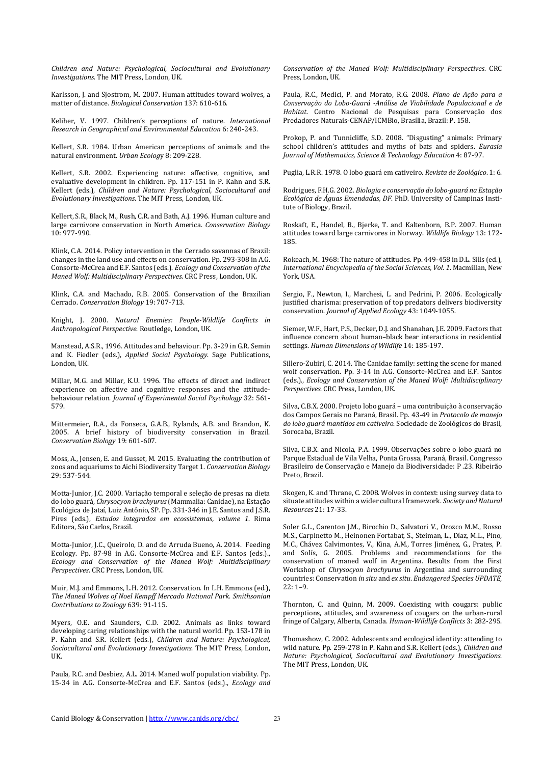*Children and Nature: Psychological, Sociocultural and Evolutionary Investigations*. The MIT Press, London, UK.

Karlsson, J. and Sjostrom, M. 2007. Human attitudes toward wolves, a matter of distance. *Biological Conservation* 137: 610-616.

Keliher, V. 1997. Children's perceptions of nature. *International Research in Geographical and Environmental Education* 6: 240-243.

Kellert, S.R. 1984. Urban American perceptions of animals and the natural environment. *Urban Ecology* 8: 209-228.

Kellert, S.R. 2002. Experiencing nature: affective, cognitive, and evaluative development in children. Pp. 117-151 in P. Kahn and S.R. Kellert (eds.), *Children and Nature: Psychological, Sociocultural and Evolutionary Investigations*. The MIT Press, London, UK.

Kellert, S.R., Black, M., Rush, C.R. and Bath, A.J. 1996. Human culture and large carnivore conservation in North America. *Conservation Biology* 10: 977-990.

Klink, C.A. 2014. Policy intervention in the Cerrado savannas of Brazil: changes in the land use and effects on conservation. Pp. 293-308 in A.G. Consorte-McCrea and E.F. Santos (eds.). *Ecology and Conservation of the Maned Wolf: Multidisciplinary Perspectives*. CRC Press, London, UK.

Klink, C.A. and Machado, R.B. 2005. Conservation of the Brazilian Cerrado. *Conservation Biology* 19: 707-713.

Knight, J. 2000. *Natural Enemies: People-Wildlife Conflicts in Anthropological Perspective*. Routledge, London, UK.

Manstead, A.S.R., 1996. Attitudes and behaviour. Pp. 3-29 in G.R. Semin and K. Fiedler (eds.), *Applied Social Psychology*. Sage Publications, London, UK.

Millar, M.G. and Millar, K.U. 1996. The effects of direct and indirect experience on affective and cognitive responses and the attitude-behaviour relation. *Journal of Experimental Social Psychology* 32: 561-579.

Mittermeier, R.A., da Fonseca, G.A.B., Rylands, A.B. and Brandon, K. 2005. A brief history of biodiversity conservation in Brazil. *Conservation Biology* 19: 601-607.

Moss, A., Jensen, E. and Gusset, M. 2015. Evaluating the contribution of zoos and aquariums to Aichi Biodiversity Target 1. *Conservation Biology* 29: 537-544.

Motta-Junior, J.C. 2000. Variação temporal e seleção de presas na dieta do lobo guará, *Chrysocyon brachyurus* (Mammalia: Canidae), na Estação Ecológica de Jataí, Luiz Antônio, SP. Pp. 331-346 in J.E. Santos and J.S.R. Pires (eds.), *Estudos integrados em ecossistemas, volume 1*. Rima Editora, São Carlos, Brazil.

Motta-Junior, J.C., Queirolo, D. and de Arruda Bueno, A. 2014. Feeding Ecology. Pp. 87-98 in A.G. Consorte-McCrea and E.F. Santos (eds.)., *Ecology and Conservation of the Maned Wolf: Multidisciplinary Perspectives*. CRC Press, London, UK.

Muir, M.J. and Emmons, L.H. 2012. Conservation. In L.H. Emmons (ed.), *The Maned Wolves of Noel Kempff Mercado National Park*. *Smithsonian Contributions to Zoology* 639: 91-115.

Myers, O.E. and Saunders, C.D. 2002. Animals as links toward developing caring relationships with the natural world. Pp. 153-178 in P. Kahn and S.R. Kellert (eds.), *Children and Nature: Psychological, Sociocultural and Evolutionary Investigations*. The MIT Press, London, UK.

Paula, R.C. and Desbiez, A.L. 2014. Maned wolf population viability. Pp. 15-34 in A.G. Consorte-McCrea and E.F. Santos (eds.)., *Ecology and Conservation of the Maned Wolf: Multidisciplinary Perspectives*. CRC Press, London, UK.

Paula, R.C., Medici, P. and Morato, R.G. 2008. *Plano de Ação para a Conservação do Lobo-Guará -Análise de Viabilidade Populacional e de Habitat*. Centro Nacional de Pesquisas para Conservação dos Predadores Naturais-CENAP/ICMBio, Brasília, Brazil: P. 158.

Prokop, P. and Tunnicliffe, S.D. 2008. "Disgusting" animals: Primary school children's attitudes and myths of bats and spiders. *Eurasia Journal of Mathematics, Science & Technology Education* 4: 87-97.

Puglia, L.R.R. 1978. O lobo guará em cativeiro. *Revista de Zoológico*. 1: 6.

Rodrigues, F.H.G. 2002. *Biologia e conservação do lobo-guará na Estação Ecológica de Águas Emendadas, DF*. PhD. University of Campinas Institute of Biology, Brazil.

Roskaft, E., Handel, B., Bjerke, T. and Kaltenborn, B.P. 2007. Human attitudes toward large carnivores in Norway. *Wildlife Biology* 13: 172-185.

Rokeach, M. 1968: The nature of attitudes. Pp. 449-458 in D.L. Sills (ed.), *International Encyclopedia of the Social Sciences, Vol. 1*. Macmillan, New York, USA.

Sergio, F., Newton, I., Marchesi, L. and Pedrini, P. 2006. Ecologically justified charisma: preservation of top predators delivers biodiversity conservation. *Journal of Applied Ecology* 43: 1049-1055.

Siemer, W.F., Hart, P.S., Decker, D.J. and Shanahan, J.E. 2009. Factors that influence concern about human–black bear interactions in residential settings. *Human Dimensions of Wildlife* 14: 185-197.

Sillero-Zubiri, C. 2014. The Canidae family: setting the scene for maned wolf conservation. Pp. 3-14 in A.G. Consorte-McCrea and E.F. Santos (eds.)., *Ecology and Conservation of the Maned Wolf: Multidisciplinary Perspectives*. CRC Press, London, UK.

Silva, C.B.X. 2000. Projeto lobo guará – uma contribuição à conservação dos Campos Gerais no Paraná, Brasil. Pp. 43-49 in *Protocolo de manejo do lobo guará mantidos em cativeiro*. Sociedade de Zoológicos do Brasil, Sorocaba, Brazil.

Silva, C.B.X. and Nicola, P.A. 1999. Observações sobre o lobo guará no Parque Estadual de Vila Velha, Ponta Grossa, Paraná, Brasil. Congresso Brasileiro de Conservação e Manejo da Biodiversidade: P .23. Ribeirão Preto, Brazil.

Skogen, K. and Thrane, C. 2008. Wolves in context: using survey data to situate attitudes within a wider cultural framework. *Society and Natural Resources* 21: 17-33.

Soler G.L., Carenton J.M., Birochio D., Salvatori V., Orozco M.M., Rosso M.S., Carpinetto M., Heinonen Fortabat, S., Steiman, L., Díaz, M.L., Pino, M.C., Chávez Calvimontes, V., Kina, A.M., Torres Jiménez, G., Prates, P. and Solís, G. 2005. Problems and recommendations for the conservation of maned wolf in Argentina. Results from the First Workshop of *Chrysocyon brachyurus* in Argentina and surrounding countries: Conservation *in situ* and *ex situ*. *Endangered Species UPDATE*, 22: 1–9.

Thornton, C. and Quinn, M. 2009. Coexisting with cougars: public perceptions, attitudes, and awareness of cougars on the urban-rural fringe of Calgary, Alberta, Canada. *Human-Wildlife Conflicts* 3: 282-295.

Thomashow, C. 2002. Adolescents and ecological identity: attending to wild nature. Pp. 259-278 in P. Kahn and S.R. Kellert (eds.), *Children and Nature: Psychological, Sociocultural and Evolutionary Investigations*. The MIT Press, London, UK.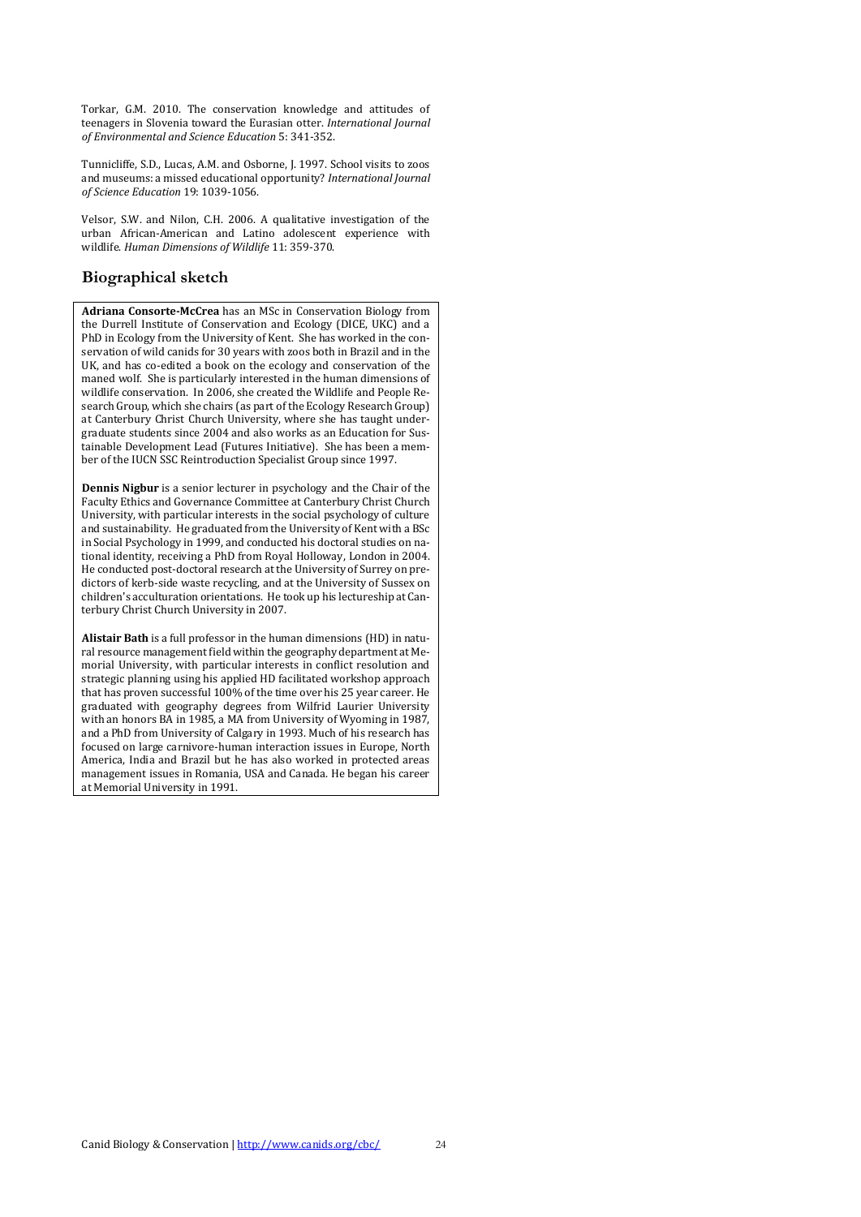Torkar, G.M. 2010. The conservation knowledge and attitudes of teenagers in Slovenia toward the Eurasian otter. *International Journal of Environmental and Science Education* 5: 341-352.

Tunnicliffe, S.D., Lucas, A.M. and Osborne, J. 1997. School visits to zoos and museums: a missed educational opportunity? *International Journal of Science Education* 19: 1039-1056.

Velsor, S.W. and Nilon, C.H. 2006. A qualitative investigation of the urban African-American and Latino adolescent experience with wildlife. *Human Dimensions of Wildlife* 11: 359-370.

## Biographical sketch

**Adriana Consorte-McCrea** has an MSc in Conservation Biology from the Durrell Institute of Conservation and Ecology (DICE, UKC) and a PhD in Ecology from the University of Kent. She has worked in the conservation of wild canids for 30 years with zoos both in Brazil and in the UK, and has co-edited a book on the ecology and conservation of the maned wolf. She is particularly interested in the human dimensions of wildlife conservation. In 2006, she created the Wildlife and People Research Group, which she chairs (as part of the Ecology Research Group) at Canterbury Christ Church University, where she has taught undergraduate students since 2004 and also works as an Education for Sustainable Development Lead (Futures Initiative). She has been a member of the IUCN SSC Reintroduction Specialist Group since 1997.

**Dennis Nigbur** is a senior lecturer in psychology and the Chair of the Faculty Ethics and Governance Committee at Canterbury Christ Church University, with particular interests in the social psychology of culture and sustainability. He graduated from the University of Kent with a BSc in Social Psychology in 1999, and conducted his doctoral studies on national identity, receiving a PhD from Royal Holloway, London in 2004. He conducted post-doctoral research at the University of Surrey on predictors of kerb-side waste recycling, and at the University of Sussex on children's acculturation orientations. He took up his lectureship at Canterbury Christ Church University in 2007.

**Alistair Bath** is a full professor in the human dimensions (HD) in natural resource management field within the geography department at Memorial University, with particular interests in conflict resolution and strategic planning using his applied HD facilitated workshop approach that has proven successful 100% of the time over his 25 year career. He graduated with geography degrees from Wilfrid Laurier University with an honors BA in 1985, a MA from University of Wyoming in 1987, and a PhD from University of Calgary in 1993. Much of his research has focused on large carnivore-human interaction issues in Europe, North America, India and Brazil but he has also worked in protected areas management issues in Romania, USA and Canada. He began his career at Memorial University in 1991.